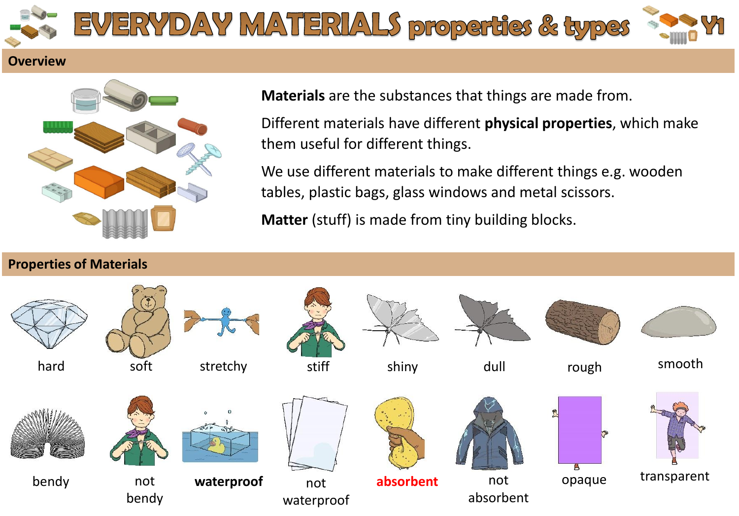# EVERYDAY MATERIALS properties & types Y1

## Overview

**Materials** are the substances that things are made from.

Different materials have different **physical properties**, which make them useful for different things.

We use different materials to make different things e.g. wooden tables, plastic bags, glass windows and metal scissors.

**Matter** (stuff) is made from tiny building blocks.

## Properties of Materials

hard

soft

stretchy

stiff

shiny

dull

rough

smooth

bendy

not bendy

**waterproof**

not waterproof

**absorbent**

not absorbent

opaque

transparent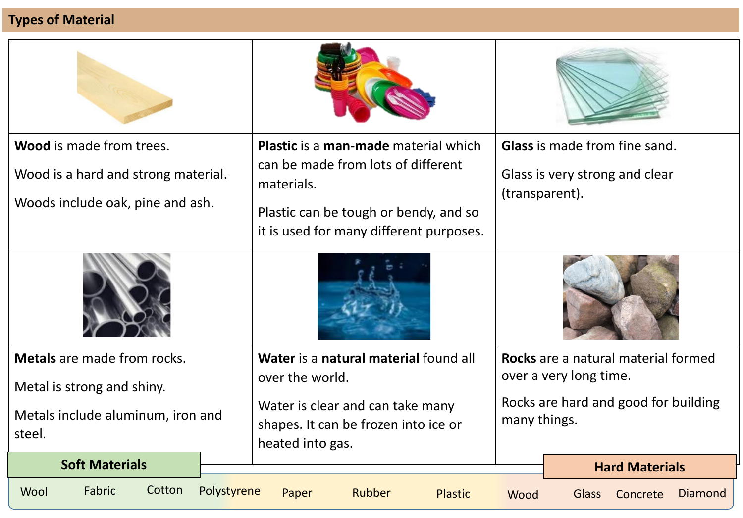## Types of Material

| | | |
|---|---|---|
| **Wood** is made from trees.<br><br>Wood is a hard and strong material.<br><br>Woods include oak, pine and ash. | **Plastic** is a **man-made** material which can be made from lots of different materials.<br><br>Plastic can be tough or bendy, and so it is used for many different purposes. | **Glass** is made from fine sand.<br><br>Glass is very strong and clear (transparent). |
| **Metals** are made from rocks.<br><br>Metal is strong and shiny.<br><br>Metals include aluminum, iron and steel. | **Water** is a **natural material** found all over the world.<br><br>Water is clear and can take many shapes. It can be frozen into ice or heated into gas. | **Rocks** are a natural material formed over a very long time.<br><br>Rocks are hard and good for building many things. |

**Soft Materials** → **Hard Materials**

Wool, Fabric, Cotton, Polystyrene, Paper, Rubber, Plastic, Wood, Glass, Concrete, Diamond